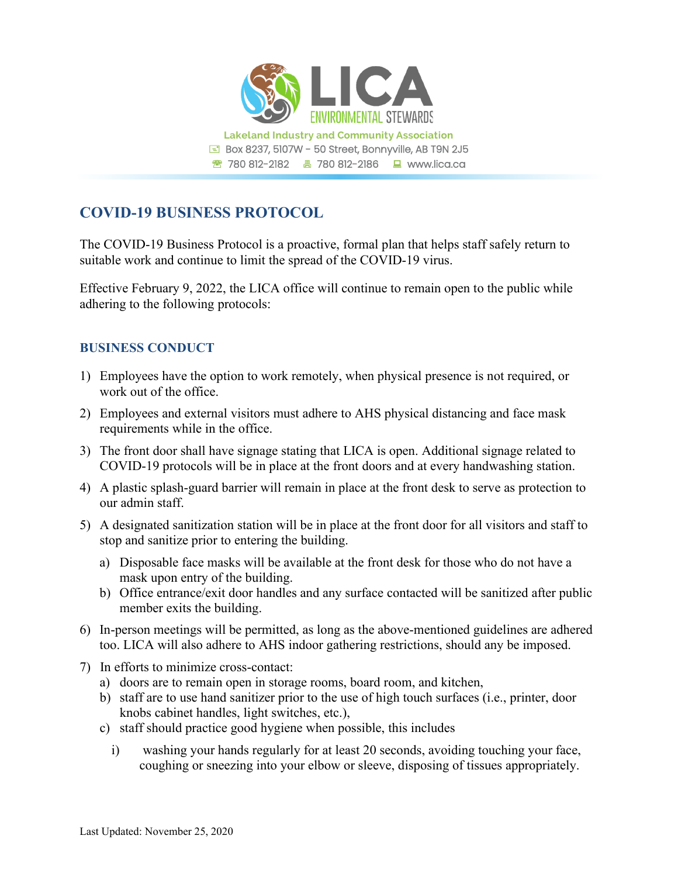LICA
ENVIRONMENTAL STEWARDS

Lakeland Industry and Community Association
Box 8237, 5107W - 50 Street, Bonnyville, AB T9N 2J5
780 812-2182 | 780 812-2186 | www.lica.ca

# COVID-19 BUSINESS PROTOCOL

The COVID-19 Business Protocol is a proactive, formal plan that helps staff safely return to suitable work and continue to limit the spread of the COVID-19 virus.

Effective February 9, 2022, the LICA office will continue to remain open to the public while adhering to the following protocols:

## BUSINESS CONDUCT

1) Employees have the option to work remotely, when physical presence is not required, or work out of the office.
2) Employees and external visitors must adhere to AHS physical distancing and face mask requirements while in the office.
3) The front door shall have signage stating that LICA is open. Additional signage related to COVID-19 protocols will be in place at the front doors and at every handwashing station.
4) A plastic splash-guard barrier will remain in place at the front desk to serve as protection to our admin staff.
5) A designated sanitization station will be in place at the front door for all visitors and staff to stop and sanitize prior to entering the building.
   a) Disposable face masks will be available at the front desk for those who do not have a mask upon entry of the building.
   b) Office entrance/exit door handles and any surface contacted will be sanitized after public member exits the building.
6) In-person meetings will be permitted, as long as the above-mentioned guidelines are adhered too. LICA will also adhere to AHS indoor gathering restrictions, should any be imposed.
7) In efforts to minimize cross-contact:
   a) doors are to remain open in storage rooms, board room, and kitchen,
   b) staff are to use hand sanitizer prior to the use of high touch surfaces (i.e., printer, door knobs cabinet handles, light switches, etc.),
   c) staff should practice good hygiene when possible, this includes
      i) washing your hands regularly for at least 20 seconds, avoiding touching your face, coughing or sneezing into your elbow or sleeve, disposing of tissues appropriately.

Last Updated: November 25, 2020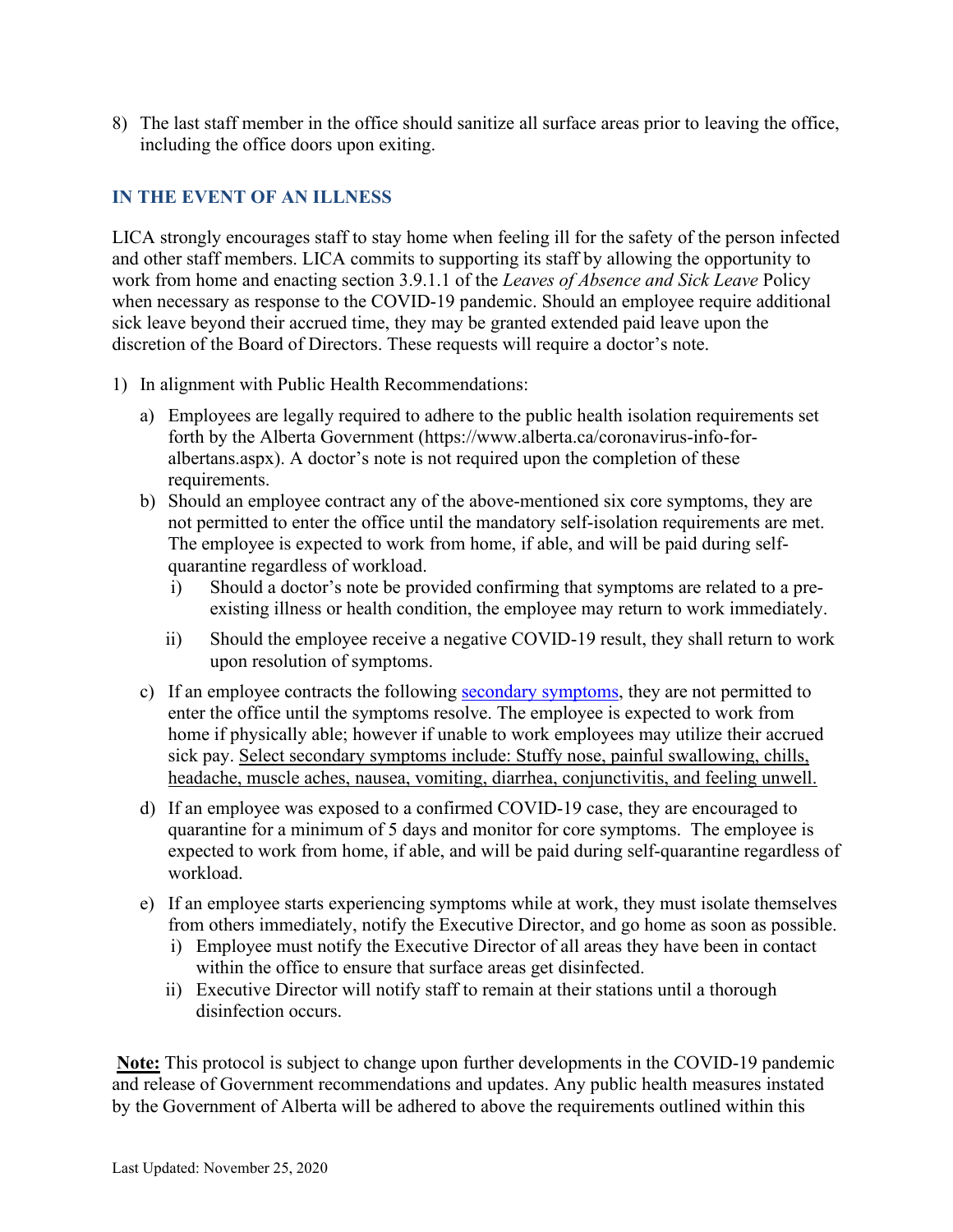8) The last staff member in the office should sanitize all surface areas prior to leaving the office, including the office doors upon exiting.

## IN THE EVENT OF AN ILLNESS

LICA strongly encourages staff to stay home when feeling ill for the safety of the person infected and other staff members. LICA commits to supporting its staff by allowing the opportunity to work from home and enacting section 3.9.1.1 of the *Leaves of Absence and Sick Leave* Policy when necessary as response to the COVID-19 pandemic. Should an employee require additional sick leave beyond their accrued time, they may be granted extended paid leave upon the discretion of the Board of Directors. These requests will require a doctor's note.

1) In alignment with Public Health Recommendations:
   a) Employees are legally required to adhere to the public health isolation requirements set forth by the Alberta Government (https://www.alberta.ca/coronavirus-info-for-albertans.aspx). A doctor's note is not required upon the completion of these requirements.
   b) Should an employee contract any of the above-mentioned six core symptoms, they are not permitted to enter the office until the mandatory self-isolation requirements are met. The employee is expected to work from home, if able, and will be paid during self-quarantine regardless of workload.
      i) Should a doctor's note be provided confirming that symptoms are related to a pre-existing illness or health condition, the employee may return to work immediately.
      ii) Should the employee receive a negative COVID-19 result, they shall return to work upon resolution of symptoms.
   c) If an employee contracts the following secondary symptoms, they are not permitted to enter the office until the symptoms resolve. The employee is expected to work from home if physically able; however if unable to work employees may utilize their accrued sick pay. Select secondary symptoms include: Stuffy nose, painful swallowing, chills, headache, muscle aches, nausea, vomiting, diarrhea, conjunctivitis, and feeling unwell.
   d) If an employee was exposed to a confirmed COVID-19 case, they are encouraged to quarantine for a minimum of 5 days and monitor for core symptoms. The employee is expected to work from home, if able, and will be paid during self-quarantine regardless of workload.
   e) If an employee starts experiencing symptoms while at work, they must isolate themselves from others immediately, notify the Executive Director, and go home as soon as possible.
      i) Employee must notify the Executive Director of all areas they have been in contact within the office to ensure that surface areas get disinfected.
      ii) Executive Director will notify staff to remain at their stations until a thorough disinfection occurs.

**Note:** This protocol is subject to change upon further developments in the COVID-19 pandemic and release of Government recommendations and updates. Any public health measures instated by the Government of Alberta will be adhered to above the requirements outlined within this

Last Updated: November 25, 2020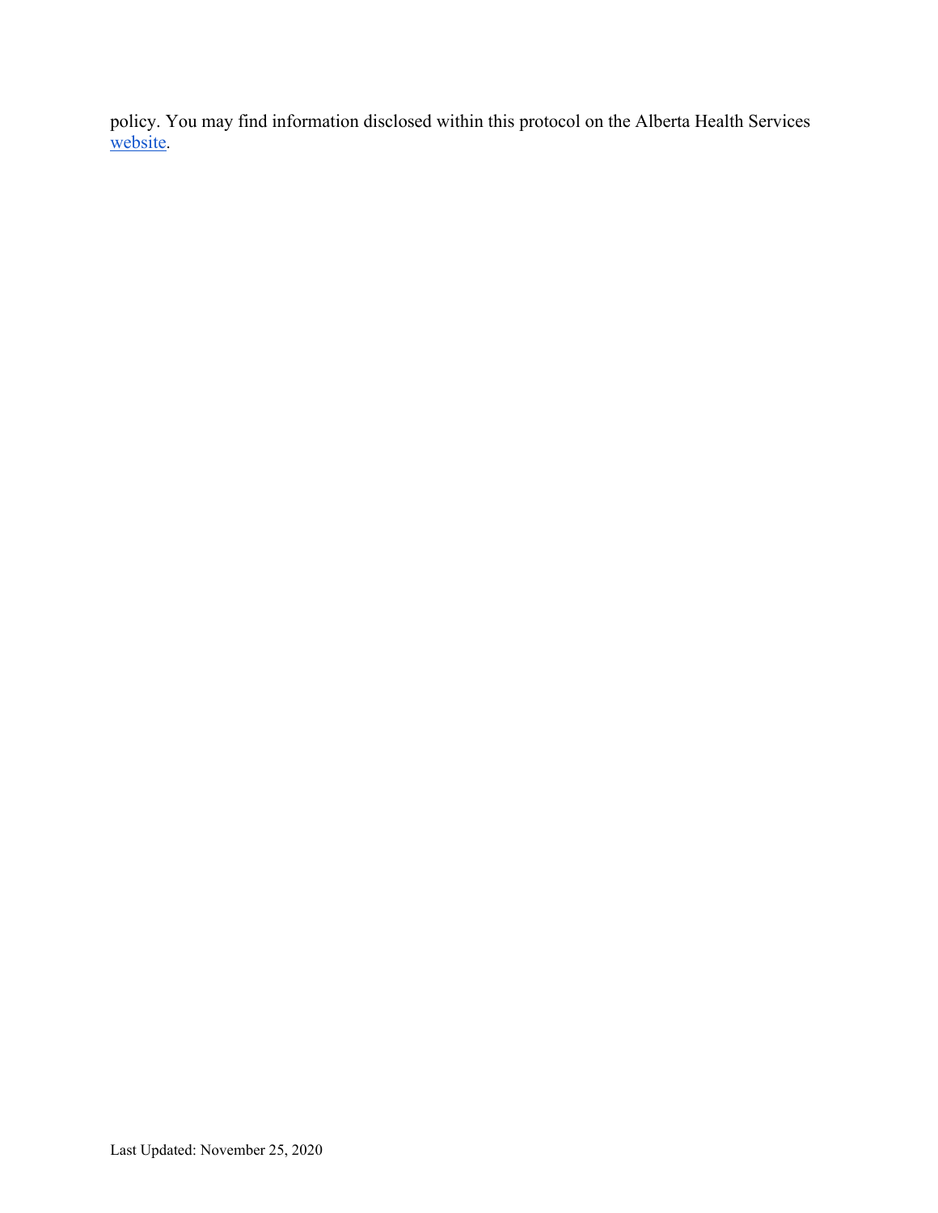policy. You may find information disclosed within this protocol on the Alberta Health Services website.

Last Updated: November 25, 2020